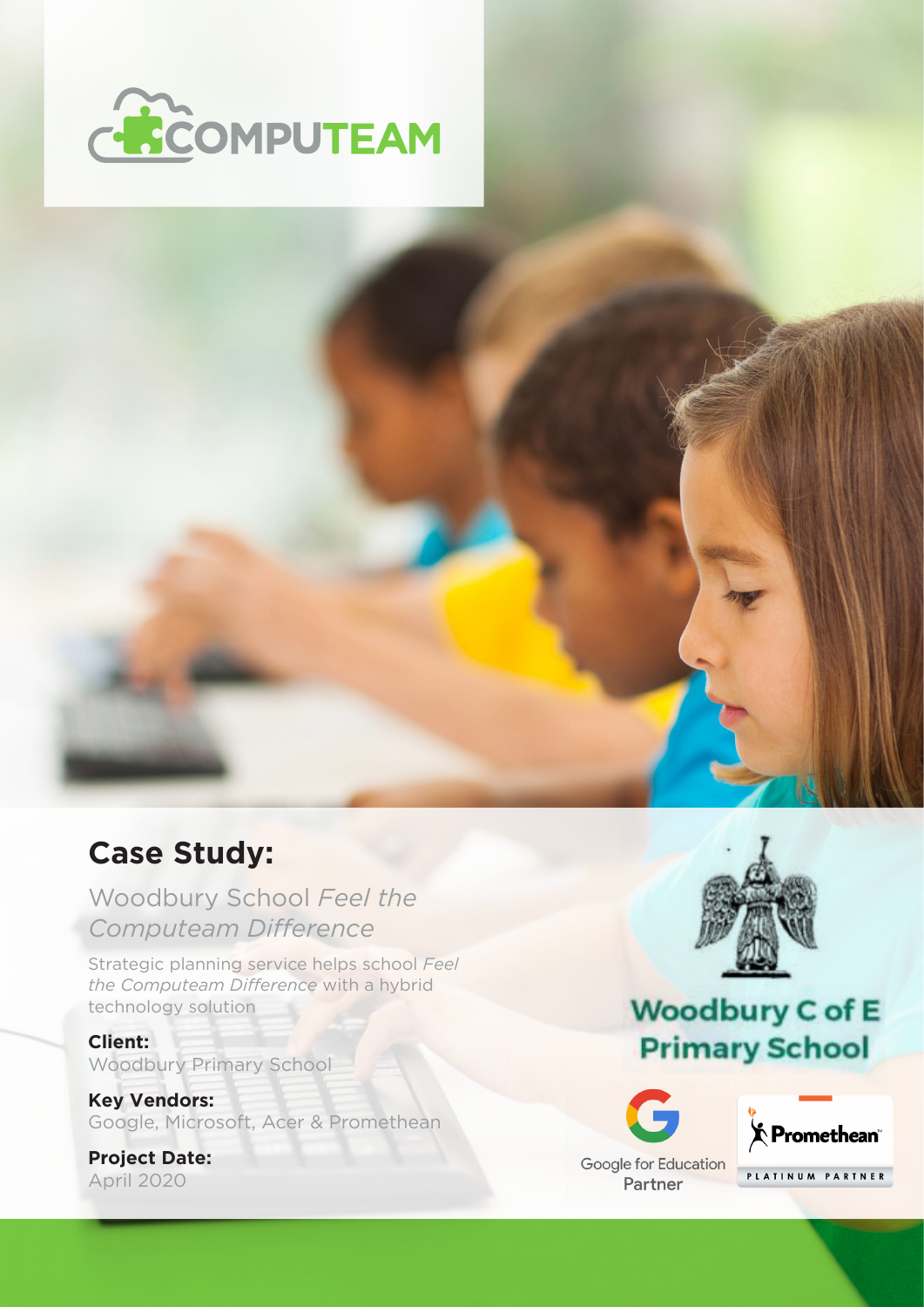COMPUTEAM

## Case Study:

Woodbury School *Feel the Computeam Difference*

Strategic planning service helps school *Feel the Computeam Difference* with a hybrid technology solution

**Client:**
Woodbury Primary School

**Key Vendors:**
Google, Microsoft, Acer & Promethean

**Project Date:**
April 2020

Woodbury C of E Primary School

Google for Education Partner

Promethean PLATINUM PARTNER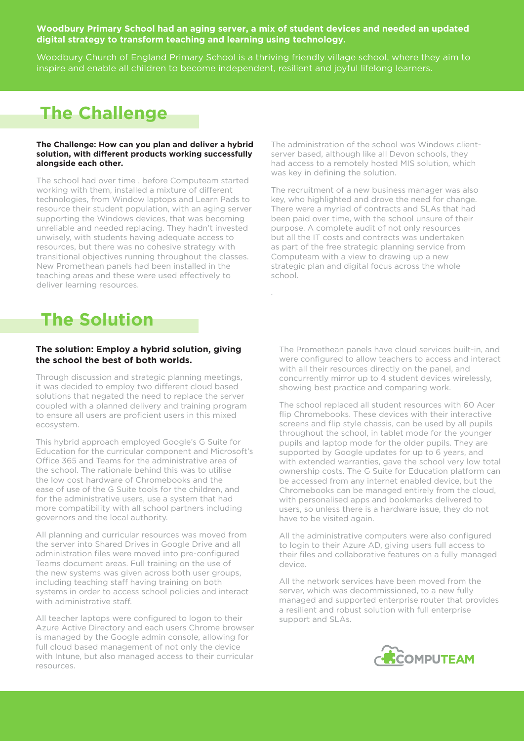**Woodbury Primary School had an aging server, a mix of student devices and needed an updated digital strategy to transform teaching and learning using technology.**

Woodbury Church of England Primary School is a thriving friendly village school, where they aim to inspire and enable all children to become independent, resilient and joyful lifelong learners.

## The Challenge

**The Challenge: How can you plan and deliver a hybrid solution, with different products working successfully alongside each other.**

The school had over time , before Computeam started working with them, installed a mixture of different technologies, from Window laptops and Learn Pads to resource their student population, with an aging server supporting the Windows devices, that was becoming unreliable and needed replacing. They hadn't invested unwisely, with students having adequate access to resources, but there was no cohesive strategy with transitional objectives running throughout the classes. New Promethean panels had been installed in the teaching areas and these were used effectively to deliver learning resources.

The administration of the school was Windows client-server based, although like all Devon schools, they had access to a remotely hosted MIS solution, which was key in defining the solution.

The recruitment of a new business manager was also key, who highlighted and drove the need for change. There were a myriad of contracts and SLAs that had been paid over time, with the school unsure of their purpose. A complete audit of not only resources but all the IT costs and contracts was undertaken as part of the free strategic planning service from Computeam with a view to drawing up a new strategic plan and digital focus across the whole school.

## The Solution

**The solution: Employ a hybrid solution, giving the school the best of both worlds.**

Through discussion and strategic planning meetings, it was decided to employ two different cloud based solutions that negated the need to replace the server coupled with a planned delivery and training program to ensure all users are proficient users in this mixed ecosystem.

This hybrid approach employed Google's G Suite for Education for the curricular component and Microsoft's Office 365 and Teams for the administrative area of the school. The rationale behind this was to utilise the low cost hardware of Chromebooks and the ease of use of the G Suite tools for the children, and for the administrative users, use a system that had more compatibility with all school partners including governors and the local authority.

All planning and curricular resources was moved from the server into Shared Drives in Google Drive and all administration files were moved into pre-configured Teams document areas. Full training on the use of the new systems was given across both user groups, including teaching staff having training on both systems in order to access school policies and interact with administrative staff.

All teacher laptops were configured to logon to their Azure Active Directory and each users Chrome browser is managed by the Google admin console, allowing for full cloud based management of not only the device with Intune, but also managed access to their curricular resources.

The Promethean panels have cloud services built-in, and were configured to allow teachers to access and interact with all their resources directly on the panel, and concurrently mirror up to 4 student devices wirelessly, showing best practice and comparing work.

The school replaced all student resources with 60 Acer flip Chromebooks. These devices with their interactive screens and flip style chassis, can be used by all pupils throughout the school, in tablet mode for the younger pupils and laptop mode for the older pupils. They are supported by Google updates for up to 6 years, and with extended warranties, gave the school very low total ownership costs. The G Suite for Education platform can be accessed from any internet enabled device, but the Chromebooks can be managed entirely from the cloud, with personalised apps and bookmarks delivered to users, so unless there is a hardware issue, they do not have to be visited again.

All the administrative computers were also configured to login to their Azure AD, giving users full access to their files and collaborative features on a fully managed device.

All the network services have been moved from the server, which was decommissioned, to a new fully managed and supported enterprise router that provides a resilient and robust solution with full enterprise support and SLAs.

COMPUTEAM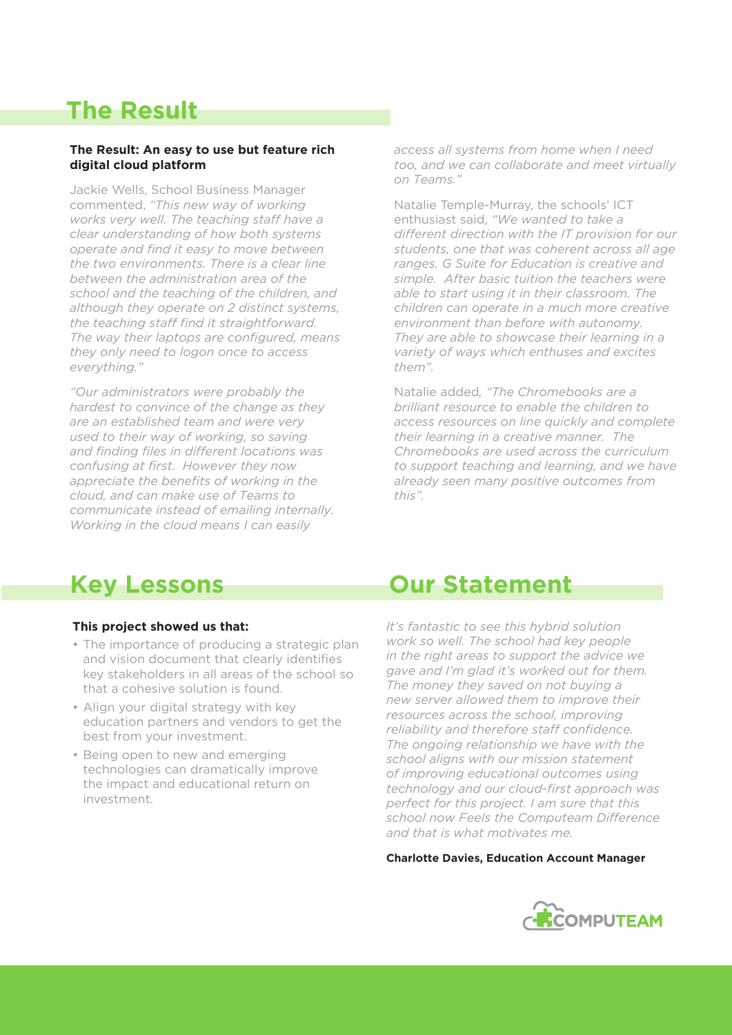## The Result

**The Result: An easy to use but feature rich digital cloud platform**

Jackie Wells, School Business Manager commented, *"This new way of working works very well. The teaching staff have a clear understanding of how both systems operate and find it easy to move between the two environments. There is a clear line between the administration area of the school and the teaching of the children, and although they operate on 2 distinct systems, the teaching staff find it straightforward. The way their laptops are configured, means they only need to logon once to access everything."*

*"Our administrators were probably the hardest to convince of the change as they are an established team and were very used to their way of working, so saving and finding files in different locations was confusing at first. However they now appreciate the benefits of working in the cloud, and can make use of Teams to communicate instead of emailing internally. Working in the cloud means I can easily access all systems from home when I need too, and we can collaborate and meet virtually on Teams."*

Natalie Temple-Murray, the schools' ICT enthusiast said, *"We wanted to take a different direction with the IT provision for our students, one that was coherent across all age ranges. G Suite for Education is creative and simple. After basic tuition the teachers were able to start using it in their classroom. The children can operate in a much more creative environment than before with autonomy. They are able to showcase their learning in a variety of ways which enthuses and excites them".*

Natalie added, *"The Chromebooks are a brilliant resource to enable the children to access resources on line quickly and complete their learning in a creative manner. The Chromebooks are used across the curriculum to support teaching and learning, and we have already seen many positive outcomes from this".*

## Key Lessons

**This project showed us that:**

- The importance of producing a strategic plan and vision document that clearly identifies key stakeholders in all areas of the school so that a cohesive solution is found.
- Align your digital strategy with key education partners and vendors to get the best from your investment.
- Being open to new and emerging technologies can dramatically improve the impact and educational return on investment.

## Our Statement

*It's fantastic to see this hybrid solution work so well. The school had key people in the right areas to support the advice we gave and I'm glad it's worked out for them. The money they saved on not buying a new server allowed them to improve their resources across the school, improving reliability and therefore staff confidence. The ongoing relationship we have with the school aligns with our mission statement of improving educational outcomes using technology and our cloud-first approach was perfect for this project. I am sure that this school now Feels the Computeam Difference and that is what motivates me.*

**Charlotte Davies, Education Account Manager**

COMPUTEAM